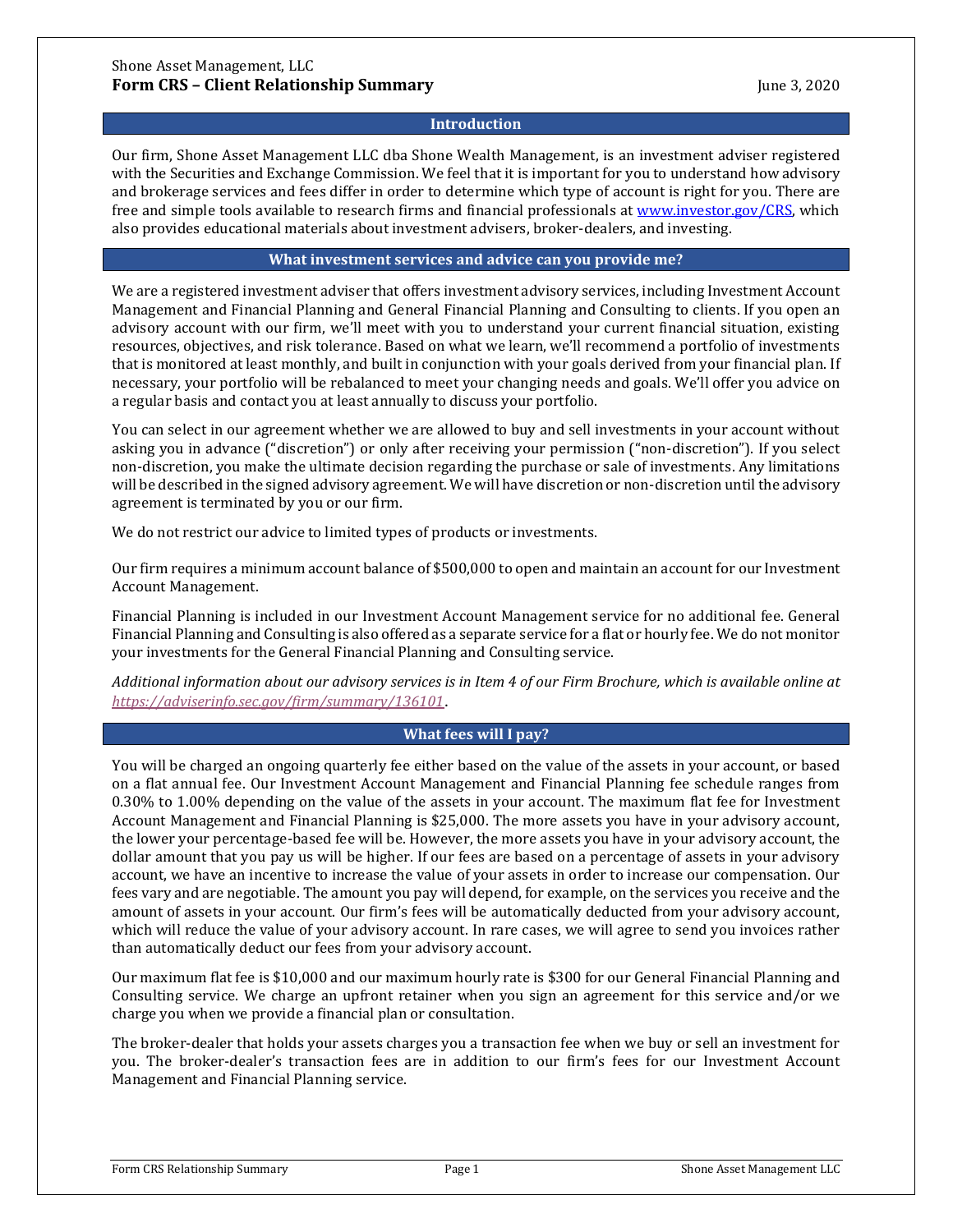Shone Asset Management, LLC

# Form CRS – Client Relationship Summary

June 3, 2020

## Introduction

Our firm, Shone Asset Management LLC dba Shone Wealth Management, is an investment adviser registered with the Securities and Exchange Commission. We feel that it is important for you to understand how advisory and brokerage services and fees differ in order to determine which type of account is right for you. There are free and simple tools available to research firms and financial professionals at [www.investor.gov/CRS](www.investor.gov/CRS), which also provides educational materials about investment advisers, broker-dealers, and investing.

## What investment services and advice can you provide me?

We are a registered investment adviser that offers investment advisory services, including Investment Account Management and Financial Planning and General Financial Planning and Consulting to clients. If you open an advisory account with our firm, we'll meet with you to understand your current financial situation, existing resources, objectives, and risk tolerance. Based on what we learn, we'll recommend a portfolio of investments that is monitored at least monthly, and built in conjunction with your goals derived from your financial plan. If necessary, your portfolio will be rebalanced to meet your changing needs and goals. We'll offer you advice on a regular basis and contact you at least annually to discuss your portfolio.

You can select in our agreement whether we are allowed to buy and sell investments in your account without asking you in advance ("discretion") or only after receiving your permission ("non-discretion"). If you select non-discretion, you make the ultimate decision regarding the purchase or sale of investments. Any limitations will be described in the signed advisory agreement. We will have discretion or non-discretion until the advisory agreement is terminated by you or our firm.

We do not restrict our advice to limited types of products or investments.

Our firm requires a minimum account balance of $500,000 to open and maintain an account for our Investment Account Management.

Financial Planning is included in our Investment Account Management service for no additional fee. General Financial Planning and Consulting is also offered as a separate service for a flat or hourly fee. We do not monitor your investments for the General Financial Planning and Consulting service.

*Additional information about our advisory services is in Item 4 of our Firm Brochure, which is available online at [https://adviserinfo.sec.gov/firm/summary/136101](https://adviserinfo.sec.gov/firm/summary/136101).*

## What fees will I pay?

You will be charged an ongoing quarterly fee either based on the value of the assets in your account, or based on a flat annual fee. Our Investment Account Management and Financial Planning fee schedule ranges from 0.30% to 1.00% depending on the value of the assets in your account. The maximum flat fee for Investment Account Management and Financial Planning is $25,000. The more assets you have in your advisory account, the lower your percentage-based fee will be. However, the more assets you have in your advisory account, the dollar amount that you pay us will be higher. If our fees are based on a percentage of assets in your advisory account, we have an incentive to increase the value of your assets in order to increase our compensation. Our fees vary and are negotiable. The amount you pay will depend, for example, on the services you receive and the amount of assets in your account. Our firm's fees will be automatically deducted from your advisory account, which will reduce the value of your advisory account. In rare cases, we will agree to send you invoices rather than automatically deduct our fees from your advisory account.

Our maximum flat fee is $10,000 and our maximum hourly rate is $300 for our General Financial Planning and Consulting service. We charge an upfront retainer when you sign an agreement for this service and/or we charge you when we provide a financial plan or consultation.

The broker-dealer that holds your assets charges you a transaction fee when we buy or sell an investment for you. The broker-dealer's transaction fees are in addition to our firm's fees for our Investment Account Management and Financial Planning service.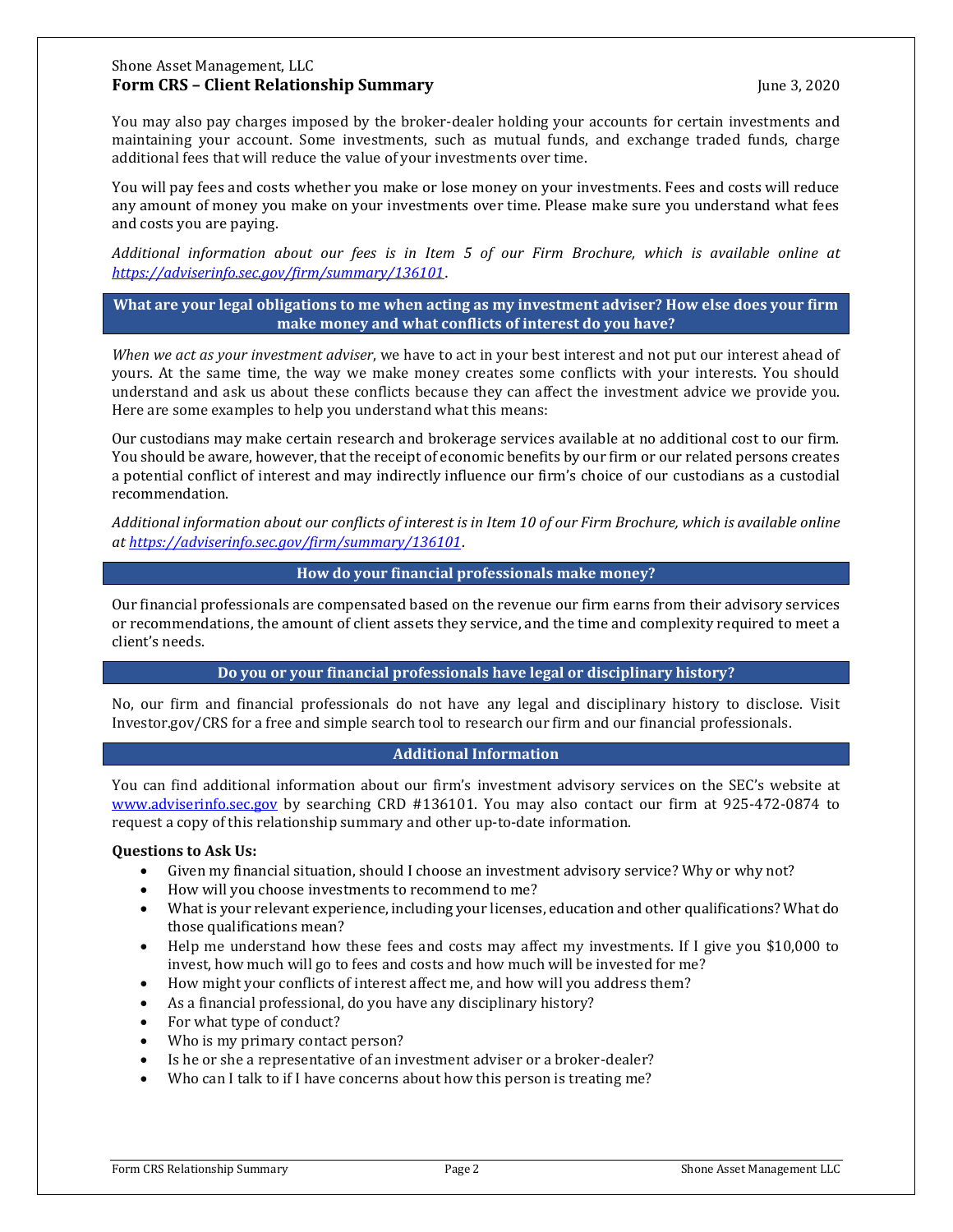You may also pay charges imposed by the broker-dealer holding your accounts for certain investments and maintaining your account. Some investments, such as mutual funds, and exchange traded funds, charge additional fees that will reduce the value of your investments over time.

You will pay fees and costs whether you make or lose money on your investments. Fees and costs will reduce any amount of money you make on your investments over time. Please make sure you understand what fees and costs you are paying.

*Additional information about our fees is in Item 5 of our Firm Brochure, which is available online at [https://adviserinfo.sec.gov/firm/summary/136101](https://adviserinfo.sec.gov/firm/summary/136101).*

## What are your legal obligations to me when acting as my investment adviser? How else does your firm make money and what conflicts of interest do you have?

*When we act as your investment adviser*, we have to act in your best interest and not put our interest ahead of yours. At the same time, the way we make money creates some conflicts with your interests. You should understand and ask us about these conflicts because they can affect the investment advice we provide you. Here are some examples to help you understand what this means:

Our custodians may make certain research and brokerage services available at no additional cost to our firm. You should be aware, however, that the receipt of economic benefits by our firm or our related persons creates a potential conflict of interest and may indirectly influence our firm's choice of our custodians as a custodial recommendation.

*Additional information about our conflicts of interest is in Item 10 of our Firm Brochure, which is available online at [https://adviserinfo.sec.gov/firm/summary/136101](https://adviserinfo.sec.gov/firm/summary/136101).*

## How do your financial professionals make money?

Our financial professionals are compensated based on the revenue our firm earns from their advisory services or recommendations, the amount of client assets they service, and the time and complexity required to meet a client's needs.

## Do you or your financial professionals have legal or disciplinary history?

No, our firm and financial professionals do not have any legal and disciplinary history to disclose. Visit Investor.gov/CRS for a free and simple search tool to research our firm and our financial professionals.

## Additional Information

You can find additional information about our firm's investment advisory services on the SEC's website at [www.adviserinfo.sec.gov](http://www.adviserinfo.sec.gov) by searching CRD #136101. You may also contact our firm at 925-472-0874 to request a copy of this relationship summary and other up-to-date information.

**Questions to Ask Us:**

- Given my financial situation, should I choose an investment advisory service? Why or why not?
- How will you choose investments to recommend to me?
- What is your relevant experience, including your licenses, education and other qualifications? What do those qualifications mean?
- Help me understand how these fees and costs may affect my investments. If I give you $10,000 to invest, how much will go to fees and costs and how much will be invested for me?
- How might your conflicts of interest affect me, and how will you address them?
- As a financial professional, do you have any disciplinary history?
- For what type of conduct?
- Who is my primary contact person?
- Is he or she a representative of an investment adviser or a broker-dealer?
- Who can I talk to if I have concerns about how this person is treating me?